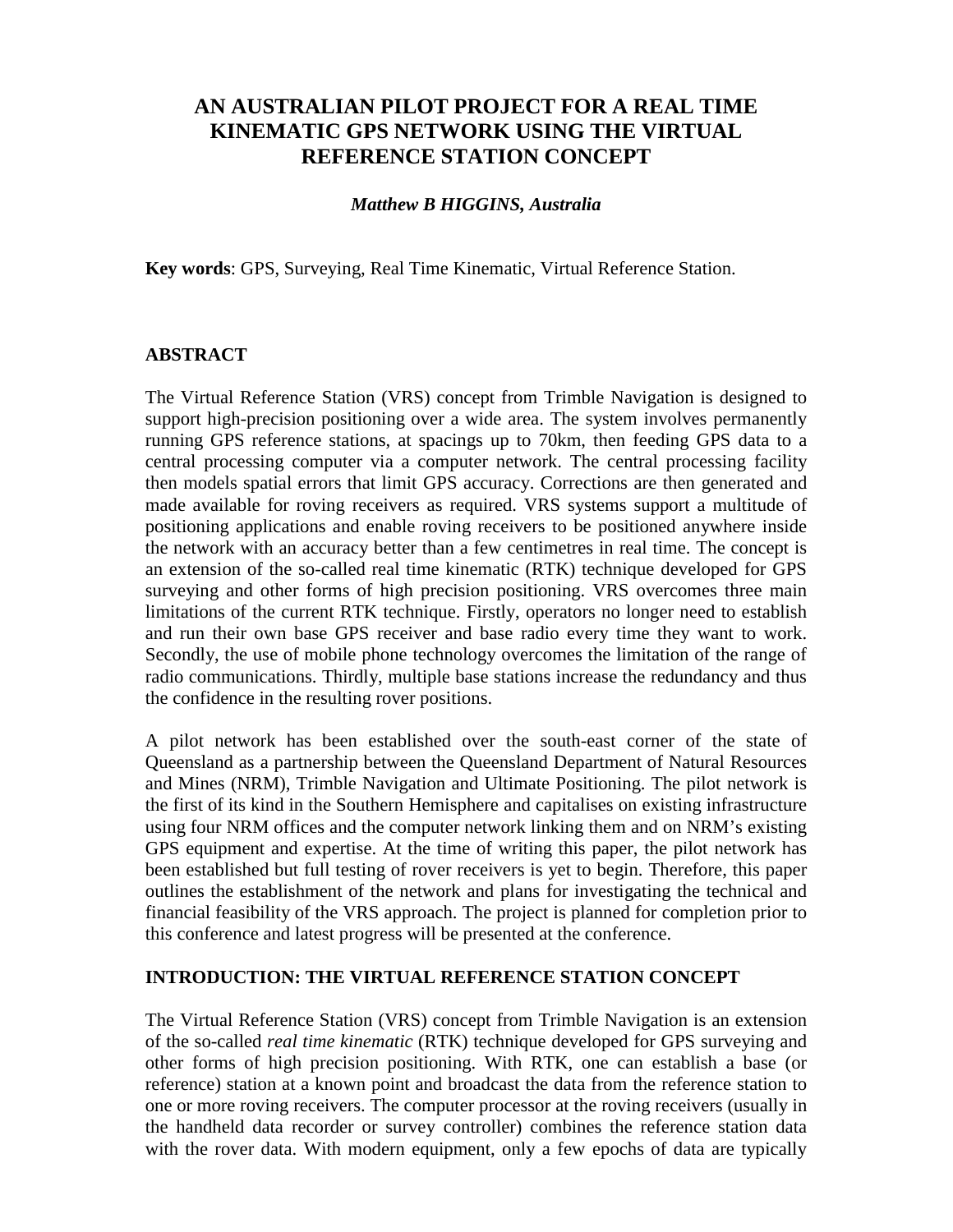# AN AUSTRALIAN PILOT PROJECT FOR A REAL TIME KINEMATIC GPS NETWORK USING THE VIRTUAL REFERENCE STATION CONCEPT

***Matthew B HIGGINS, Australia***

**Key words**: GPS, Surveying, Real Time Kinematic, Virtual Reference Station.

## ABSTRACT

The Virtual Reference Station (VRS) concept from Trimble Navigation is designed to support high-precision positioning over a wide area. The system involves permanently running GPS reference stations, at spacings up to 70km, then feeding GPS data to a central processing computer via a computer network. The central processing facility then models spatial errors that limit GPS accuracy. Corrections are then generated and made available for roving receivers as required. VRS systems support a multitude of positioning applications and enable roving receivers to be positioned anywhere inside the network with an accuracy better than a few centimetres in real time. The concept is an extension of the so-called real time kinematic (RTK) technique developed for GPS surveying and other forms of high precision positioning. VRS overcomes three main limitations of the current RTK technique. Firstly, operators no longer need to establish and run their own base GPS receiver and base radio every time they want to work. Secondly, the use of mobile phone technology overcomes the limitation of the range of radio communications. Thirdly, multiple base stations increase the redundancy and thus the confidence in the resulting rover positions.

A pilot network has been established over the south-east corner of the state of Queensland as a partnership between the Queensland Department of Natural Resources and Mines (NRM), Trimble Navigation and Ultimate Positioning. The pilot network is the first of its kind in the Southern Hemisphere and capitalises on existing infrastructure using four NRM offices and the computer network linking them and on NRM's existing GPS equipment and expertise. At the time of writing this paper, the pilot network has been established but full testing of rover receivers is yet to begin. Therefore, this paper outlines the establishment of the network and plans for investigating the technical and financial feasibility of the VRS approach. The project is planned for completion prior to this conference and latest progress will be presented at the conference.

## INTRODUCTION: THE VIRTUAL REFERENCE STATION CONCEPT

The Virtual Reference Station (VRS) concept from Trimble Navigation is an extension of the so-called *real time kinematic* (RTK) technique developed for GPS surveying and other forms of high precision positioning. With RTK, one can establish a base (or reference) station at a known point and broadcast the data from the reference station to one or more roving receivers. The computer processor at the roving receivers (usually in the handheld data recorder or survey controller) combines the reference station data with the rover data. With modern equipment, only a few epochs of data are typically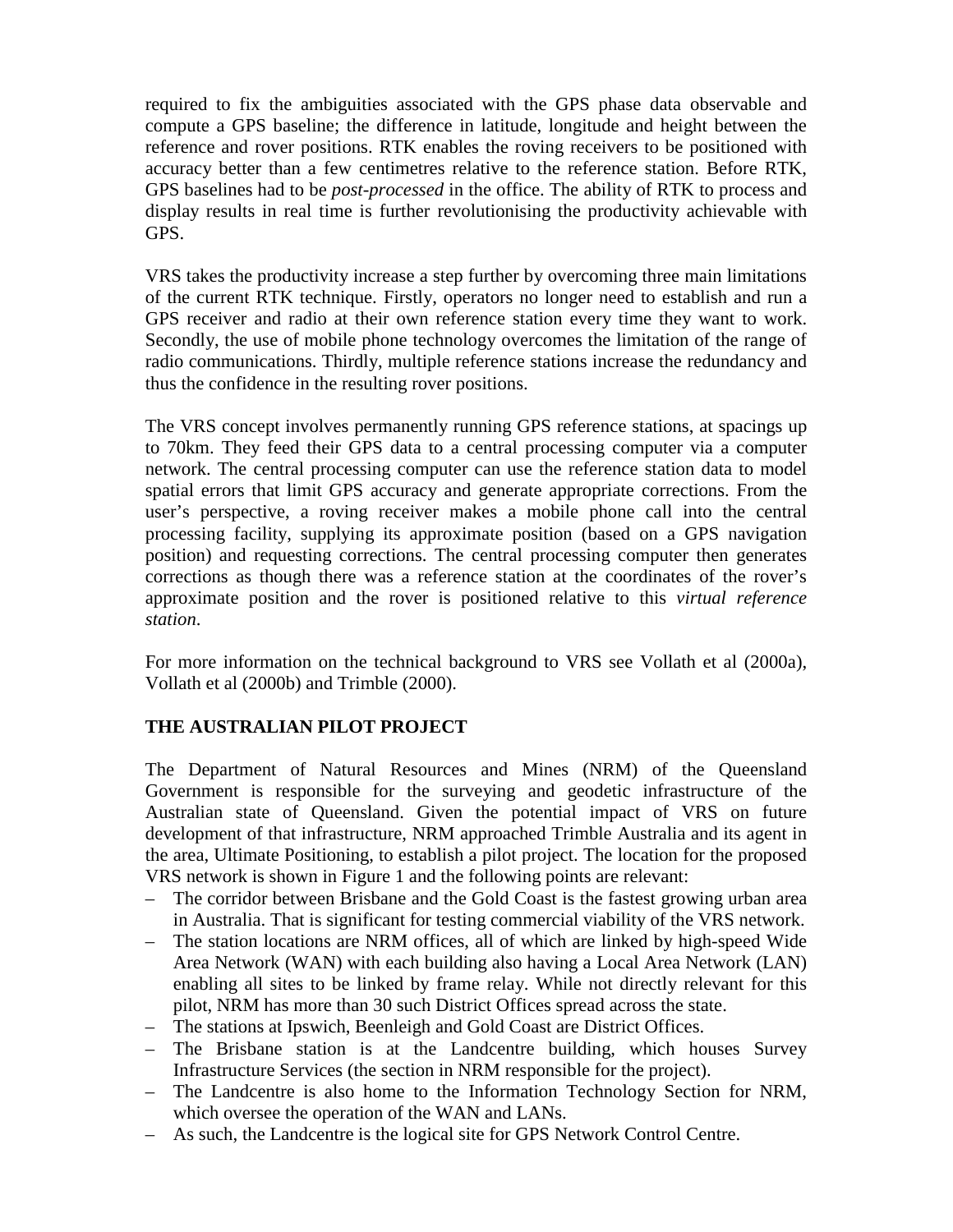required to fix the ambiguities associated with the GPS phase data observable and compute a GPS baseline; the difference in latitude, longitude and height between the reference and rover positions. RTK enables the roving receivers to be positioned with accuracy better than a few centimetres relative to the reference station. Before RTK, GPS baselines had to be *post-processed* in the office. The ability of RTK to process and display results in real time is further revolutionising the productivity achievable with GPS.

VRS takes the productivity increase a step further by overcoming three main limitations of the current RTK technique. Firstly, operators no longer need to establish and run a GPS receiver and radio at their own reference station every time they want to work. Secondly, the use of mobile phone technology overcomes the limitation of the range of radio communications. Thirdly, multiple reference stations increase the redundancy and thus the confidence in the resulting rover positions.

The VRS concept involves permanently running GPS reference stations, at spacings up to 70km. They feed their GPS data to a central processing computer via a computer network. The central processing computer can use the reference station data to model spatial errors that limit GPS accuracy and generate appropriate corrections. From the user's perspective, a roving receiver makes a mobile phone call into the central processing facility, supplying its approximate position (based on a GPS navigation position) and requesting corrections. The central processing computer then generates corrections as though there was a reference station at the coordinates of the rover's approximate position and the rover is positioned relative to this *virtual reference station*.

For more information on the technical background to VRS see Vollath et al (2000a), Vollath et al (2000b) and Trimble (2000).

## THE AUSTRALIAN PILOT PROJECT

The Department of Natural Resources and Mines (NRM) of the Queensland Government is responsible for the surveying and geodetic infrastructure of the Australian state of Queensland. Given the potential impact of VRS on future development of that infrastructure, NRM approached Trimble Australia and its agent in the area, Ultimate Positioning, to establish a pilot project. The location for the proposed VRS network is shown in Figure 1 and the following points are relevant:

- The corridor between Brisbane and the Gold Coast is the fastest growing urban area in Australia. That is significant for testing commercial viability of the VRS network.
- The station locations are NRM offices, all of which are linked by high-speed Wide Area Network (WAN) with each building also having a Local Area Network (LAN) enabling all sites to be linked by frame relay. While not directly relevant for this pilot, NRM has more than 30 such District Offices spread across the state.
- The stations at Ipswich, Beenleigh and Gold Coast are District Offices.
- The Brisbane station is at the Landcentre building, which houses Survey Infrastructure Services (the section in NRM responsible for the project).
- The Landcentre is also home to the Information Technology Section for NRM, which oversee the operation of the WAN and LANs.
- As such, the Landcentre is the logical site for GPS Network Control Centre.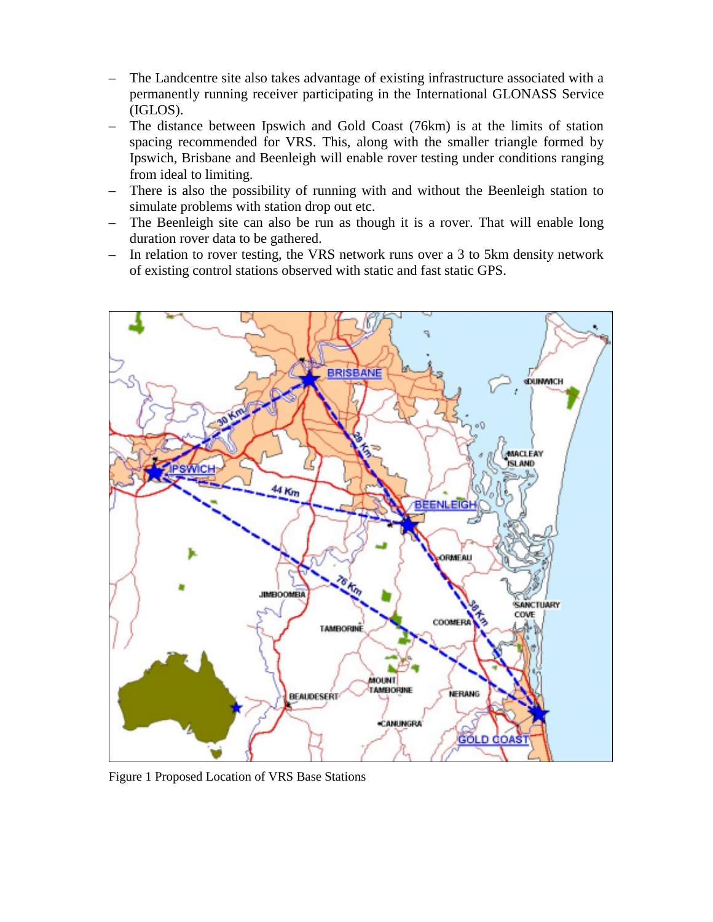- The Landcentre site also takes advantage of existing infrastructure associated with a permanently running receiver participating in the International GLONASS Service (IGLOS).
- The distance between Ipswich and Gold Coast (76km) is at the limits of station spacing recommended for VRS. This, along with the smaller triangle formed by Ipswich, Brisbane and Beenleigh will enable rover testing under conditions ranging from ideal to limiting.
- There is also the possibility of running with and without the Beenleigh station to simulate problems with station drop out etc.
- The Beenleigh site can also be run as though it is a rover. That will enable long duration rover data to be gathered.
- In relation to rover testing, the VRS network runs over a 3 to 5km density network of existing control stations observed with static and fast static GPS.

Figure 1 Proposed Location of VRS Base Stations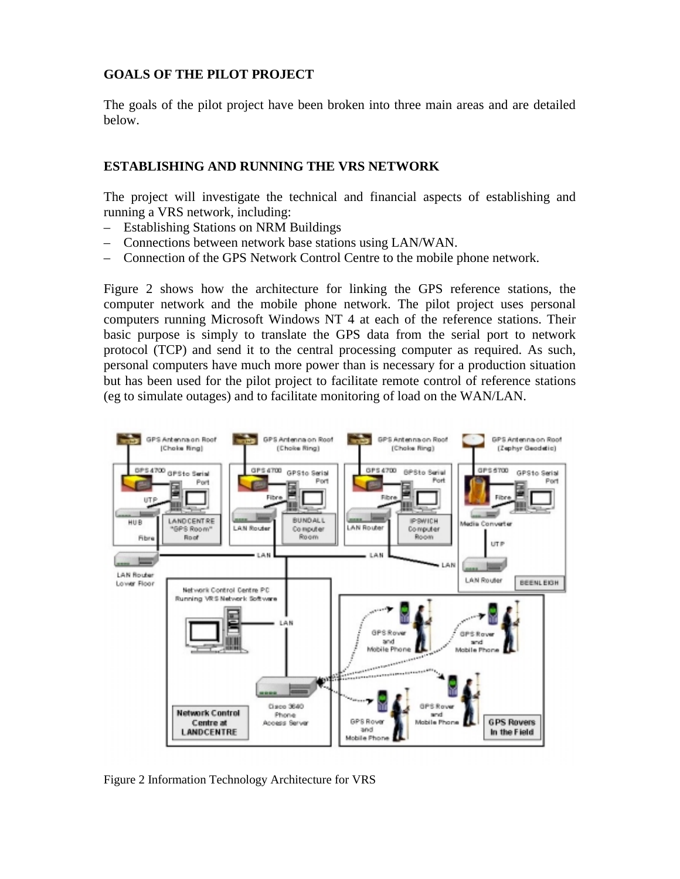## GOALS OF THE PILOT PROJECT

The goals of the pilot project have been broken into three main areas and are detailed below.

## ESTABLISHING AND RUNNING THE VRS NETWORK

The project will investigate the technical and financial aspects of establishing and running a VRS network, including:

- Establishing Stations on NRM Buildings
- Connections between network base stations using LAN/WAN.
- Connection of the GPS Network Control Centre to the mobile phone network.

Figure 2 shows how the architecture for linking the GPS reference stations, the computer network and the mobile phone network. The pilot project uses personal computers running Microsoft Windows NT 4 at each of the reference stations. Their basic purpose is simply to translate the GPS data from the serial port to network protocol (TCP) and send it to the central processing computer as required. As such, personal computers have much more power than is necessary for a production situation but has been used for the pilot project to facilitate remote control of reference stations (eg to simulate outages) and to facilitate monitoring of load on the WAN/LAN.

Figure 2 Information Technology Architecture for VRS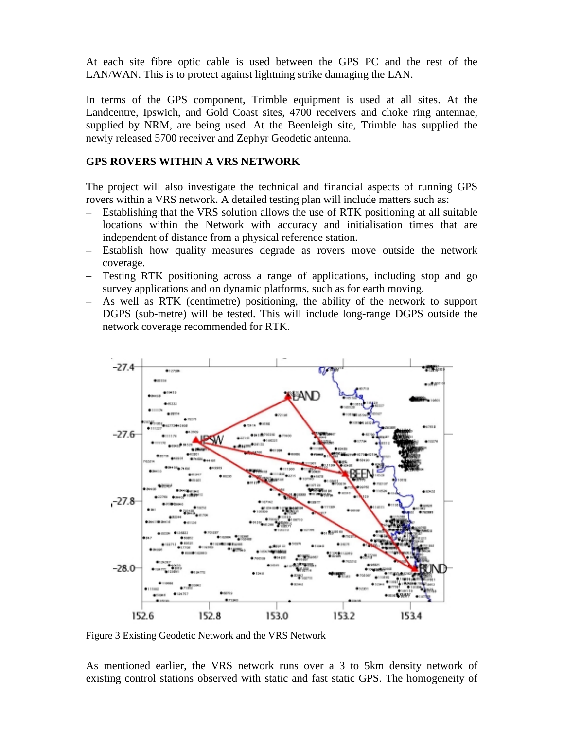At each site fibre optic cable is used between the GPS PC and the rest of the LAN/WAN. This is to protect against lightning strike damaging the LAN.

In terms of the GPS component, Trimble equipment is used at all sites. At the Landcentre, Ipswich, and Gold Coast sites, 4700 receivers and choke ring antennae, supplied by NRM, are being used. At the Beenleigh site, Trimble has supplied the newly released 5700 receiver and Zephyr Geodetic antenna.

### GPS ROVERS WITHIN A VRS NETWORK

The project will also investigate the technical and financial aspects of running GPS rovers within a VRS network. A detailed testing plan will include matters such as:

- Establishing that the VRS solution allows the use of RTK positioning at all suitable locations within the Network with accuracy and initialisation times that are independent of distance from a physical reference station.
- Establish how quality measures degrade as rovers move outside the network coverage.
- Testing RTK positioning across a range of applications, including stop and go survey applications and on dynamic platforms, such as for earth moving.
- As well as RTK (centimetre) positioning, the ability of the network to support DGPS (sub-metre) will be tested. This will include long-range DGPS outside the network coverage recommended for RTK.

Figure 3 Existing Geodetic Network and the VRS Network

As mentioned earlier, the VRS network runs over a 3 to 5km density network of existing control stations observed with static and fast static GPS. The homogeneity of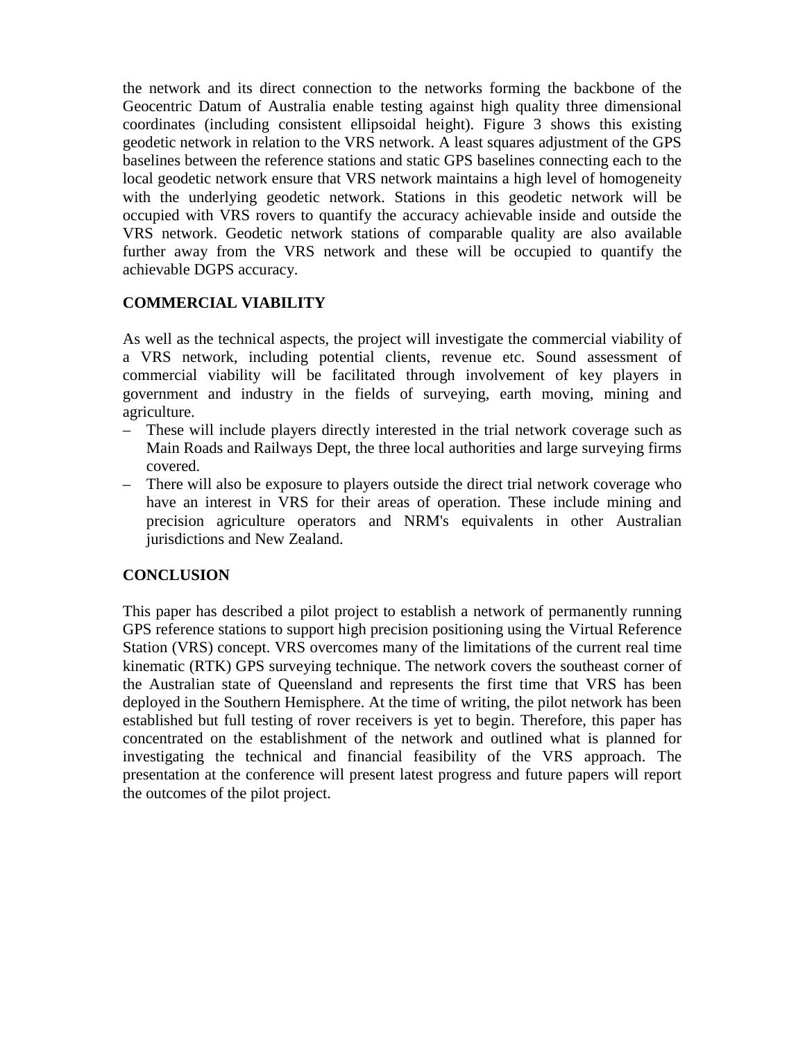the network and its direct connection to the networks forming the backbone of the Geocentric Datum of Australia enable testing against high quality three dimensional coordinates (including consistent ellipsoidal height). Figure 3 shows this existing geodetic network in relation to the VRS network. A least squares adjustment of the GPS baselines between the reference stations and static GPS baselines connecting each to the local geodetic network ensure that VRS network maintains a high level of homogeneity with the underlying geodetic network. Stations in this geodetic network will be occupied with VRS rovers to quantify the accuracy achievable inside and outside the VRS network. Geodetic network stations of comparable quality are also available further away from the VRS network and these will be occupied to quantify the achievable DGPS accuracy.

## COMMERCIAL VIABILITY

As well as the technical aspects, the project will investigate the commercial viability of a VRS network, including potential clients, revenue etc. Sound assessment of commercial viability will be facilitated through involvement of key players in government and industry in the fields of surveying, earth moving, mining and agriculture.

- These will include players directly interested in the trial network coverage such as Main Roads and Railways Dept, the three local authorities and large surveying firms covered.
- There will also be exposure to players outside the direct trial network coverage who have an interest in VRS for their areas of operation. These include mining and precision agriculture operators and NRM's equivalents in other Australian jurisdictions and New Zealand.

## CONCLUSION

This paper has described a pilot project to establish a network of permanently running GPS reference stations to support high precision positioning using the Virtual Reference Station (VRS) concept. VRS overcomes many of the limitations of the current real time kinematic (RTK) GPS surveying technique. The network covers the southeast corner of the Australian state of Queensland and represents the first time that VRS has been deployed in the Southern Hemisphere. At the time of writing, the pilot network has been established but full testing of rover receivers is yet to begin. Therefore, this paper has concentrated on the establishment of the network and outlined what is planned for investigating the technical and financial feasibility of the VRS approach. The presentation at the conference will present latest progress and future papers will report the outcomes of the pilot project.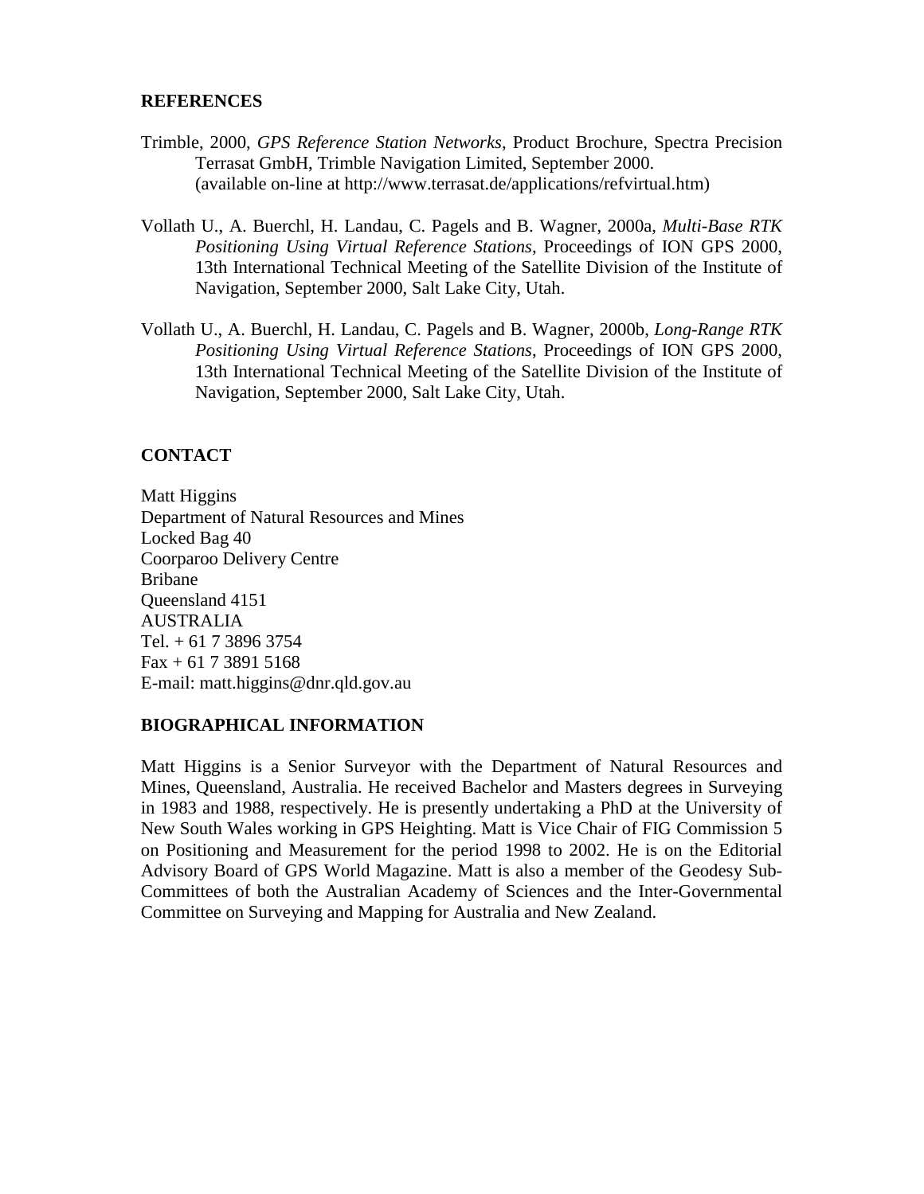## REFERENCES

Trimble, 2000, *GPS Reference Station Networks*, Product Brochure, Spectra Precision Terrasat GmbH, Trimble Navigation Limited, September 2000. (available on-line at http://www.terrasat.de/applications/refvirtual.htm)

Vollath U., A. Buerchl, H. Landau, C. Pagels and B. Wagner, 2000a, *Multi-Base RTK Positioning Using Virtual Reference Stations*, Proceedings of ION GPS 2000, 13th International Technical Meeting of the Satellite Division of the Institute of Navigation, September 2000, Salt Lake City, Utah.

Vollath U., A. Buerchl, H. Landau, C. Pagels and B. Wagner, 2000b, *Long-Range RTK Positioning Using Virtual Reference Stations*, Proceedings of ION GPS 2000, 13th International Technical Meeting of the Satellite Division of the Institute of Navigation, September 2000, Salt Lake City, Utah.

## CONTACT

Matt Higgins
Department of Natural Resources and Mines
Locked Bag 40
Coorparoo Delivery Centre
Bribane
Queensland 4151
AUSTRALIA
Tel. + 61 7 3896 3754
Fax + 61 7 3891 5168
E-mail: matt.higgins@dnr.qld.gov.au

## BIOGRAPHICAL INFORMATION

Matt Higgins is a Senior Surveyor with the Department of Natural Resources and Mines, Queensland, Australia. He received Bachelor and Masters degrees in Surveying in 1983 and 1988, respectively. He is presently undertaking a PhD at the University of New South Wales working in GPS Heighting. Matt is Vice Chair of FIG Commission 5 on Positioning and Measurement for the period 1998 to 2002. He is on the Editorial Advisory Board of GPS World Magazine. Matt is also a member of the Geodesy Sub-Committees of both the Australian Academy of Sciences and the Inter-Governmental Committee on Surveying and Mapping for Australia and New Zealand.